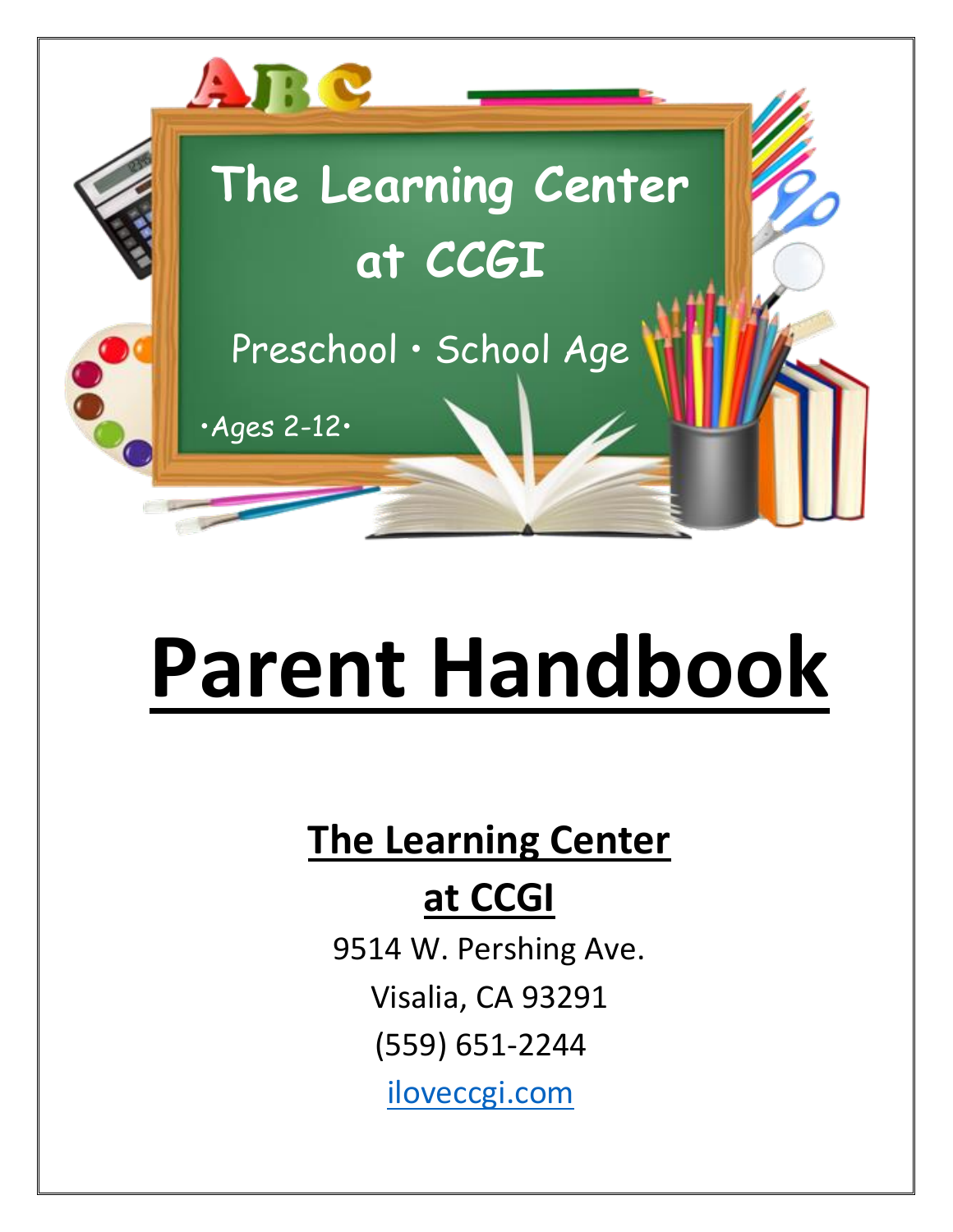The Learning Center at CCGI

Preschool • School Age

•Ages 2-12•

# Parent Handbook

## The Learning Center

## at CCGI

9514 W. Pershing Ave.

Visalia, CA 93291

(559) 651-2244

ilovecgi.com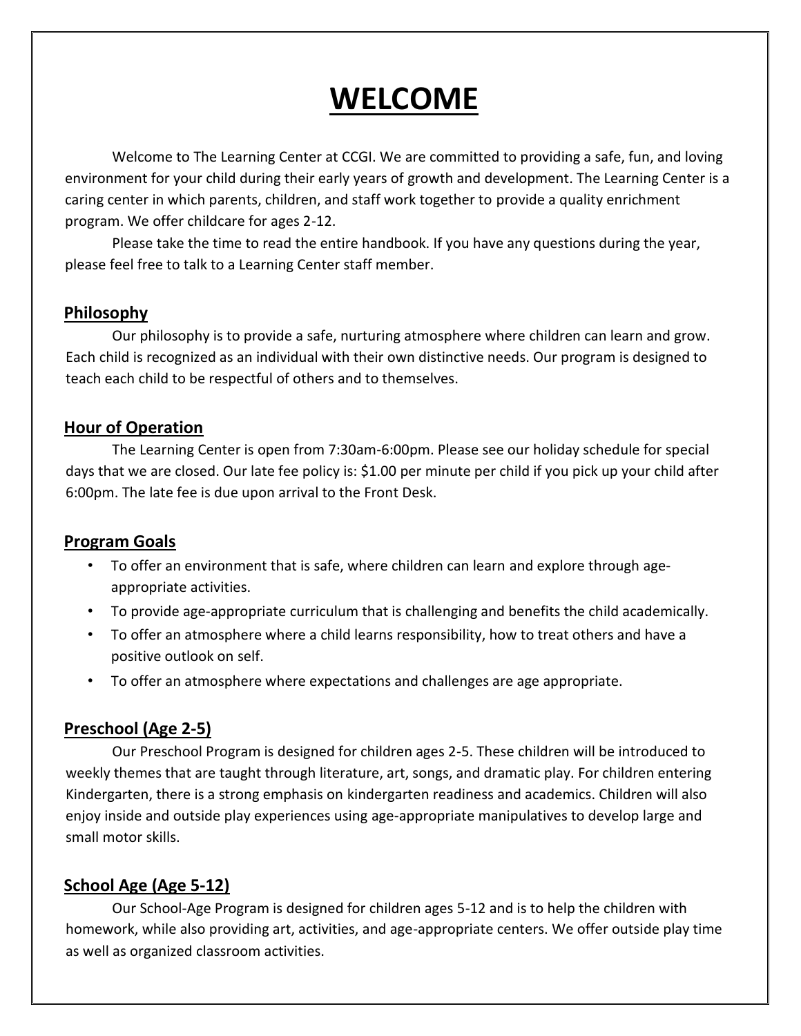# WELCOME

Welcome to The Learning Center at CCGI. We are committed to providing a safe, fun, and loving environment for your child during their early years of growth and development. The Learning Center is a caring center in which parents, children, and staff work together to provide a quality enrichment program. We offer childcare for ages 2-12.

Please take the time to read the entire handbook. If you have any questions during the year, please feel free to talk to a Learning Center staff member.

## Philosophy

Our philosophy is to provide a safe, nurturing atmosphere where children can learn and grow. Each child is recognized as an individual with their own distinctive needs. Our program is designed to teach each child to be respectful of others and to themselves.

## Hour of Operation

The Learning Center is open from 7:30am-6:00pm. Please see our holiday schedule for special days that we are closed. Our late fee policy is: $1.00 per minute per child if you pick up your child after 6:00pm. The late fee is due upon arrival to the Front Desk.

## Program Goals

- To offer an environment that is safe, where children can learn and explore through age-appropriate activities.
- To provide age-appropriate curriculum that is challenging and benefits the child academically.
- To offer an atmosphere where a child learns responsibility, how to treat others and have a positive outlook on self.
- To offer an atmosphere where expectations and challenges are age appropriate.

## Preschool (Age 2-5)

Our Preschool Program is designed for children ages 2-5. These children will be introduced to weekly themes that are taught through literature, art, songs, and dramatic play. For children entering Kindergarten, there is a strong emphasis on kindergarten readiness and academics. Children will also enjoy inside and outside play experiences using age-appropriate manipulatives to develop large and small motor skills.

## School Age (Age 5-12)

Our School-Age Program is designed for children ages 5-12 and is to help the children with homework, while also providing art, activities, and age-appropriate centers. We offer outside play time as well as organized classroom activities.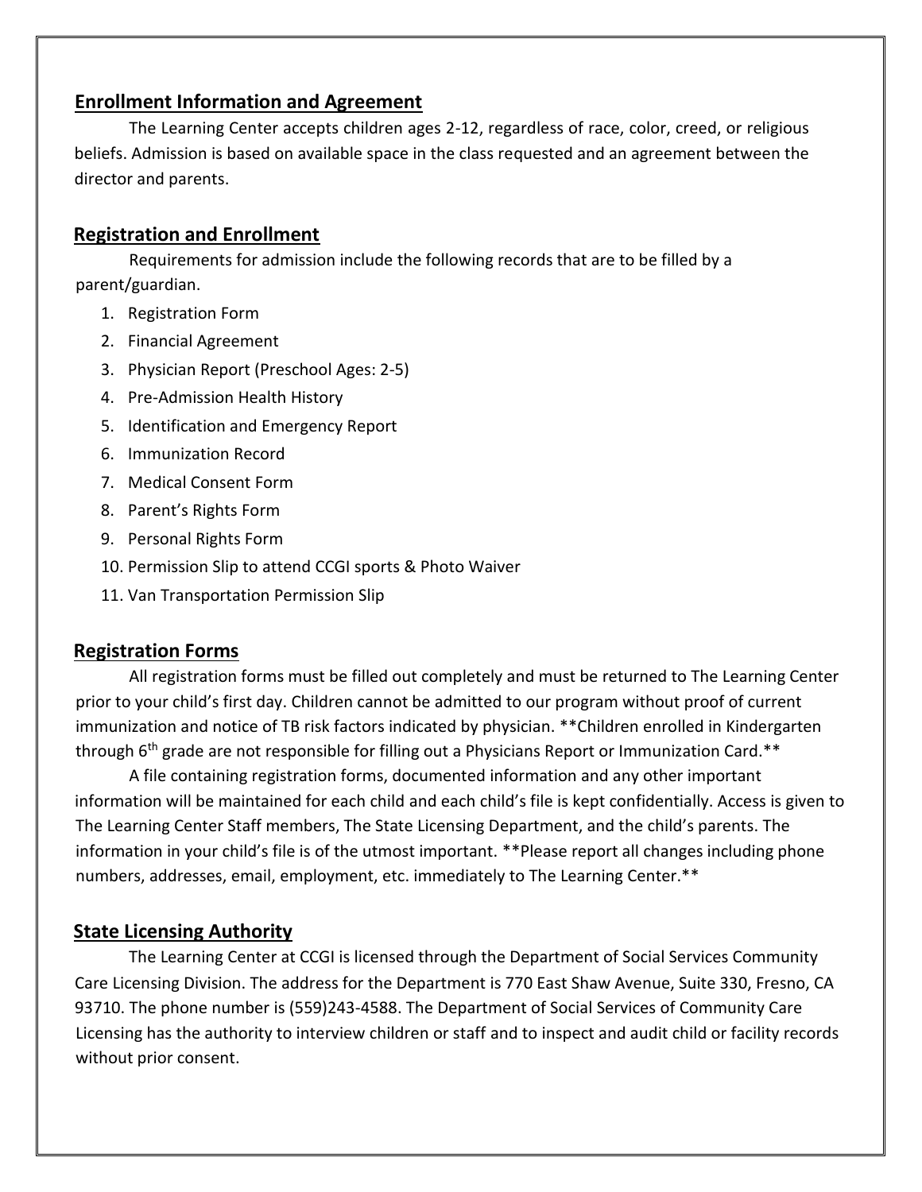## Enrollment Information and Agreement

The Learning Center accepts children ages 2-12, regardless of race, color, creed, or religious beliefs. Admission is based on available space in the class requested and an agreement between the director and parents.

## Registration and Enrollment

Requirements for admission include the following records that are to be filled by a parent/guardian.

1. Registration Form
2. Financial Agreement
3. Physician Report (Preschool Ages: 2-5)
4. Pre-Admission Health History
5. Identification and Emergency Report
6. Immunization Record
7. Medical Consent Form
8. Parent's Rights Form
9. Personal Rights Form
10. Permission Slip to attend CCGI sports & Photo Waiver
11. Van Transportation Permission Slip

## Registration Forms

All registration forms must be filled out completely and must be returned to The Learning Center prior to your child's first day. Children cannot be admitted to our program without proof of current immunization and notice of TB risk factors indicated by physician. **Children enrolled in Kindergarten through 6th grade are not responsible for filling out a Physicians Report or Immunization Card.**

A file containing registration forms, documented information and any other important information will be maintained for each child and each child's file is kept confidentially. Access is given to The Learning Center Staff members, The State Licensing Department, and the child's parents. The information in your child's file is of the utmost important. **Please report all changes including phone numbers, addresses, email, employment, etc. immediately to The Learning Center.**

## State Licensing Authority

The Learning Center at CCGI is licensed through the Department of Social Services Community Care Licensing Division. The address for the Department is 770 East Shaw Avenue, Suite 330, Fresno, CA 93710. The phone number is (559)243-4588. The Department of Social Services of Community Care Licensing has the authority to interview children or staff and to inspect and audit child or facility records without prior consent.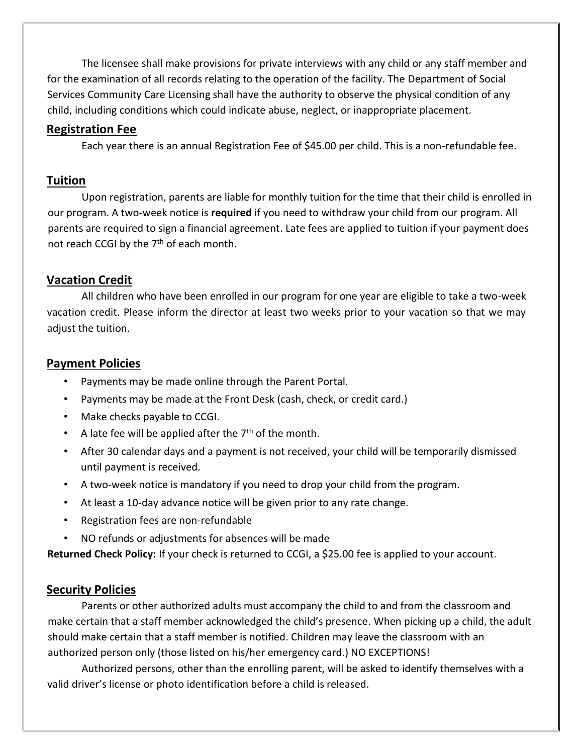The licensee shall make provisions for private interviews with any child or any staff member and for the examination of all records relating to the operation of the facility. The Department of Social Services Community Care Licensing shall have the authority to observe the physical condition of any child, including conditions which could indicate abuse, neglect, or inappropriate placement.

## Registration Fee

Each year there is an annual Registration Fee of $45.00 per child. This is a non-refundable fee.

## Tuition

Upon registration, parents are liable for monthly tuition for the time that their child is enrolled in our program. A two-week notice is **required** if you need to withdraw your child from our program. All parents are required to sign a financial agreement. Late fees are applied to tuition if your payment does not reach CCGI by the 7th of each month.

## Vacation Credit

All children who have been enrolled in our program for one year are eligible to take a two-week vacation credit. Please inform the director at least two weeks prior to your vacation so that we may adjust the tuition.

## Payment Policies

- Payments may be made online through the Parent Portal.
- Payments may be made at the Front Desk (cash, check, or credit card.)
- Make checks payable to CCGI.
- A late fee will be applied after the 7th of the month.
- After 30 calendar days and a payment is not received, your child will be temporarily dismissed until payment is received.
- A two-week notice is mandatory if you need to drop your child from the program.
- At least a 10-day advance notice will be given prior to any rate change.
- Registration fees are non-refundable
- NO refunds or adjustments for absences will be made

**Returned Check Policy:** If your check is returned to CCGI, a $25.00 fee is applied to your account.

## Security Policies

Parents or other authorized adults must accompany the child to and from the classroom and make certain that a staff member acknowledged the child's presence. When picking up a child, the adult should make certain that a staff member is notified. Children may leave the classroom with an authorized person only (those listed on his/her emergency card.) NO EXCEPTIONS!

Authorized persons, other than the enrolling parent, will be asked to identify themselves with a valid driver's license or photo identification before a child is released.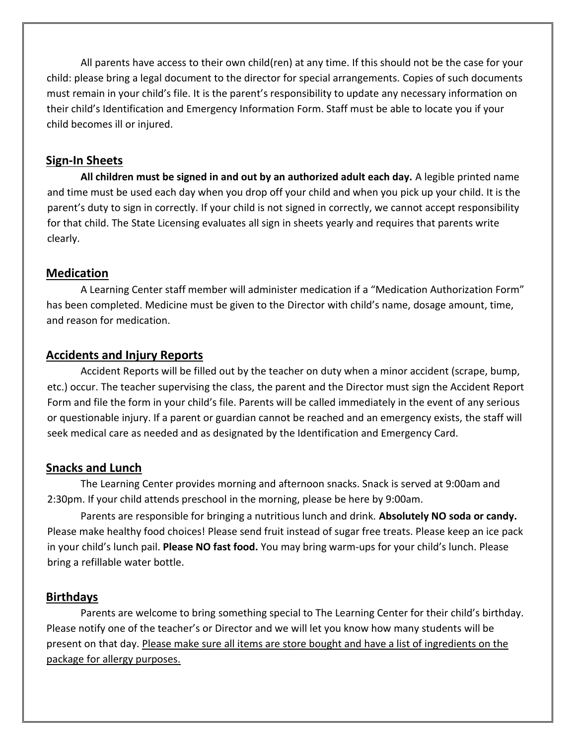All parents have access to their own child(ren) at any time. If this should not be the case for your child: please bring a legal document to the director for special arrangements. Copies of such documents must remain in your child's file. It is the parent's responsibility to update any necessary information on their child's Identification and Emergency Information Form. Staff must be able to locate you if your child becomes ill or injured.

## Sign-In Sheets

**All children must be signed in and out by an authorized adult each day.** A legible printed name and time must be used each day when you drop off your child and when you pick up your child. It is the parent's duty to sign in correctly. If your child is not signed in correctly, we cannot accept responsibility for that child. The State Licensing evaluates all sign in sheets yearly and requires that parents write clearly.

## Medication

A Learning Center staff member will administer medication if a "Medication Authorization Form" has been completed. Medicine must be given to the Director with child's name, dosage amount, time, and reason for medication.

## Accidents and Injury Reports

Accident Reports will be filled out by the teacher on duty when a minor accident (scrape, bump, etc.) occur. The teacher supervising the class, the parent and the Director must sign the Accident Report Form and file the form in your child's file. Parents will be called immediately in the event of any serious or questionable injury. If a parent or guardian cannot be reached and an emergency exists, the staff will seek medical care as needed and as designated by the Identification and Emergency Card.

## Snacks and Lunch

The Learning Center provides morning and afternoon snacks. Snack is served at 9:00am and 2:30pm. If your child attends preschool in the morning, please be here by 9:00am.

Parents are responsible for bringing a nutritious lunch and drink. **Absolutely NO soda or candy.** Please make healthy food choices! Please send fruit instead of sugar free treats. Please keep an ice pack in your child's lunch pail. **Please NO fast food.** You may bring warm-ups for your child's lunch. Please bring a refillable water bottle.

## Birthdays

Parents are welcome to bring something special to The Learning Center for their child's birthday. Please notify one of the teacher's or Director and we will let you know how many students will be present on that day. Please make sure all items are store bought and have a list of ingredients on the package for allergy purposes.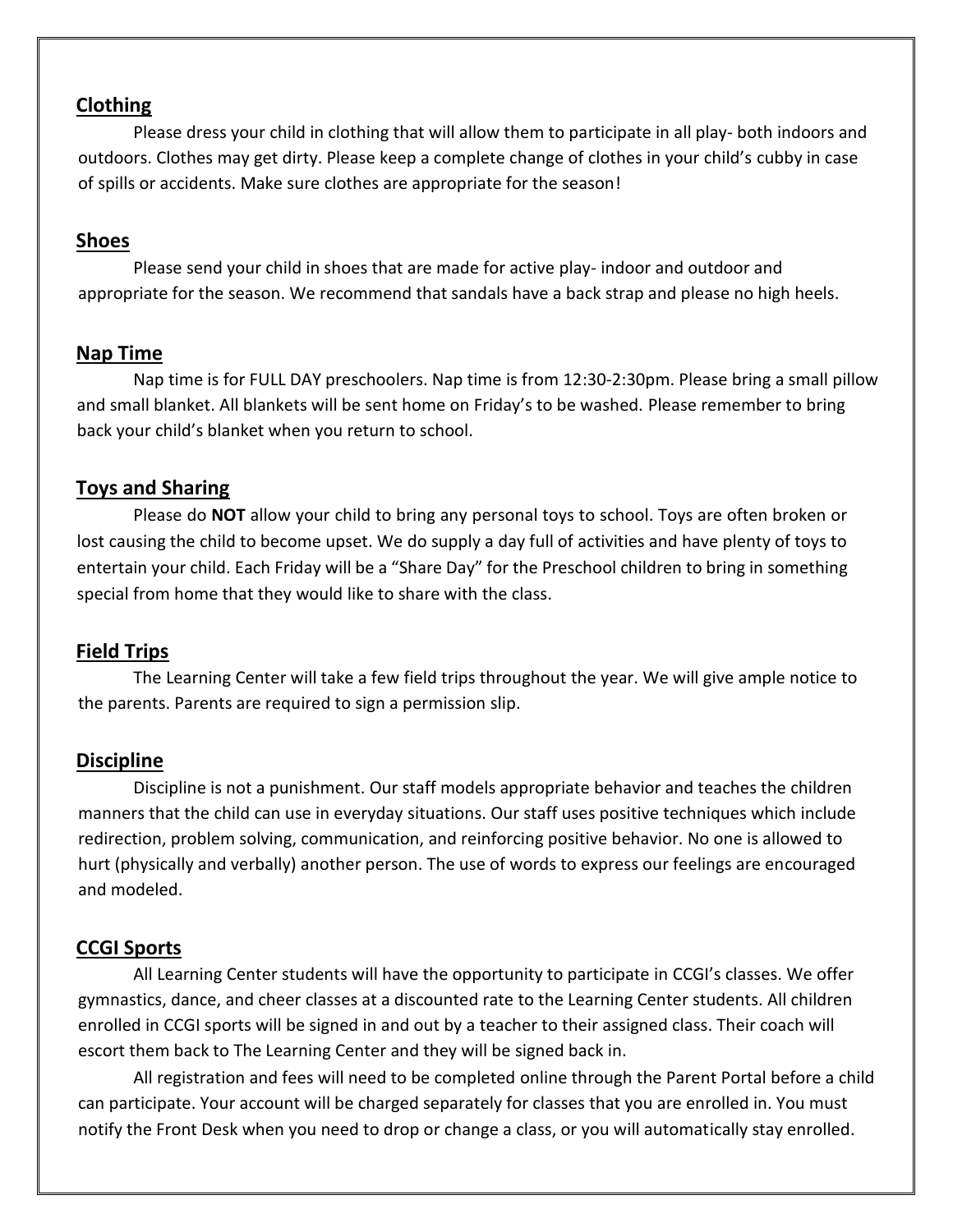## Clothing

Please dress your child in clothing that will allow them to participate in all play- both indoors and outdoors. Clothes may get dirty. Please keep a complete change of clothes in your child's cubby in case of spills or accidents. Make sure clothes are appropriate for the season!

## Shoes

Please send your child in shoes that are made for active play- indoor and outdoor and appropriate for the season. We recommend that sandals have a back strap and please no high heels.

## Nap Time

Nap time is for FULL DAY preschoolers. Nap time is from 12:30-2:30pm. Please bring a small pillow and small blanket. All blankets will be sent home on Friday's to be washed. Please remember to bring back your child's blanket when you return to school.

## Toys and Sharing

Please do **NOT** allow your child to bring any personal toys to school. Toys are often broken or lost causing the child to become upset. We do supply a day full of activities and have plenty of toys to entertain your child. Each Friday will be a "Share Day" for the Preschool children to bring in something special from home that they would like to share with the class.

## Field Trips

The Learning Center will take a few field trips throughout the year. We will give ample notice to the parents. Parents are required to sign a permission slip.

## Discipline

Discipline is not a punishment. Our staff models appropriate behavior and teaches the children manners that the child can use in everyday situations. Our staff uses positive techniques which include redirection, problem solving, communication, and reinforcing positive behavior. No one is allowed to hurt (physically and verbally) another person. The use of words to express our feelings are encouraged and modeled.

## CCGI Sports

All Learning Center students will have the opportunity to participate in CCGI's classes. We offer gymnastics, dance, and cheer classes at a discounted rate to the Learning Center students. All children enrolled in CCGI sports will be signed in and out by a teacher to their assigned class. Their coach will escort them back to The Learning Center and they will be signed back in.

All registration and fees will need to be completed online through the Parent Portal before a child can participate. Your account will be charged separately for classes that you are enrolled in. You must notify the Front Desk when you need to drop or change a class, or you will automatically stay enrolled.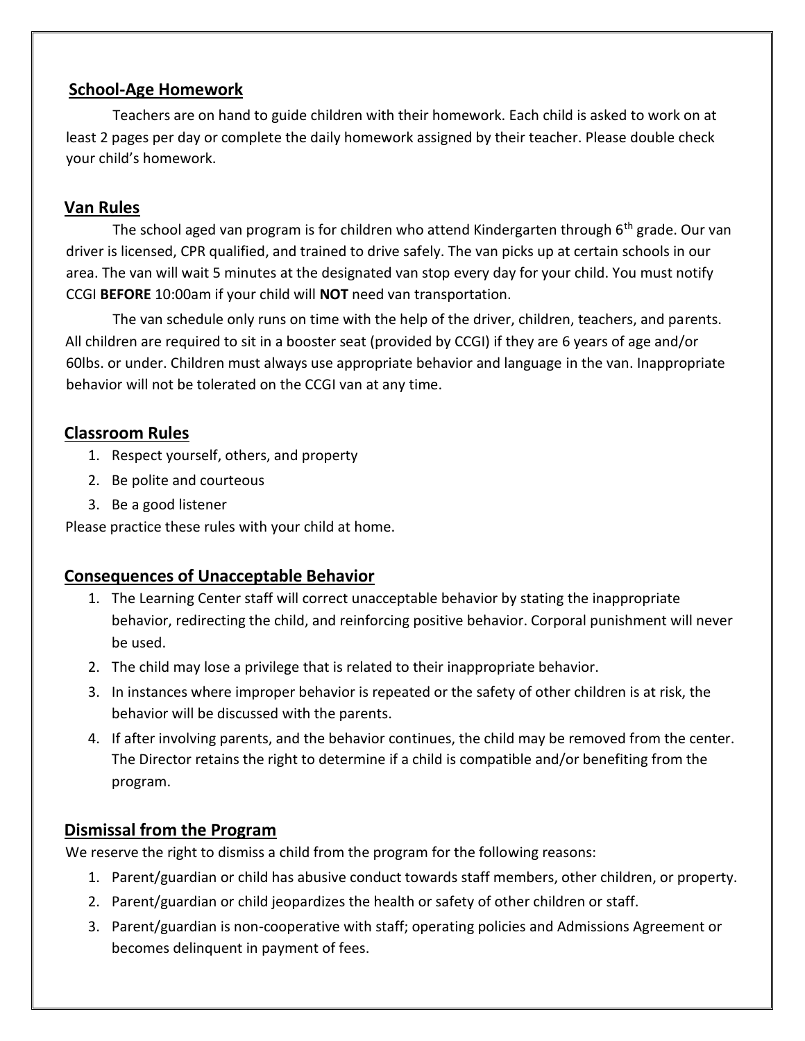## School-Age Homework

Teachers are on hand to guide children with their homework. Each child is asked to work on at least 2 pages per day or complete the daily homework assigned by their teacher. Please double check your child's homework.

## Van Rules

The school aged van program is for children who attend Kindergarten through 6th grade. Our van driver is licensed, CPR qualified, and trained to drive safely. The van picks up at certain schools in our area. The van will wait 5 minutes at the designated van stop every day for your child. You must notify CCGI **BEFORE** 10:00am if your child will **NOT** need van transportation.

The van schedule only runs on time with the help of the driver, children, teachers, and parents. All children are required to sit in a booster seat (provided by CCGI) if they are 6 years of age and/or 60lbs. or under. Children must always use appropriate behavior and language in the van. Inappropriate behavior will not be tolerated on the CCGI van at any time.

## Classroom Rules

1. Respect yourself, others, and property
2. Be polite and courteous
3. Be a good listener

Please practice these rules with your child at home.

## Consequences of Unacceptable Behavior

1. The Learning Center staff will correct unacceptable behavior by stating the inappropriate behavior, redirecting the child, and reinforcing positive behavior. Corporal punishment will never be used.
2. The child may lose a privilege that is related to their inappropriate behavior.
3. In instances where improper behavior is repeated or the safety of other children is at risk, the behavior will be discussed with the parents.
4. If after involving parents, and the behavior continues, the child may be removed from the center. The Director retains the right to determine if a child is compatible and/or benefiting from the program.

## Dismissal from the Program

We reserve the right to dismiss a child from the program for the following reasons:

1. Parent/guardian or child has abusive conduct towards staff members, other children, or property.
2. Parent/guardian or child jeopardizes the health or safety of other children or staff.
3. Parent/guardian is non-cooperative with staff; operating policies and Admissions Agreement or becomes delinquent in payment of fees.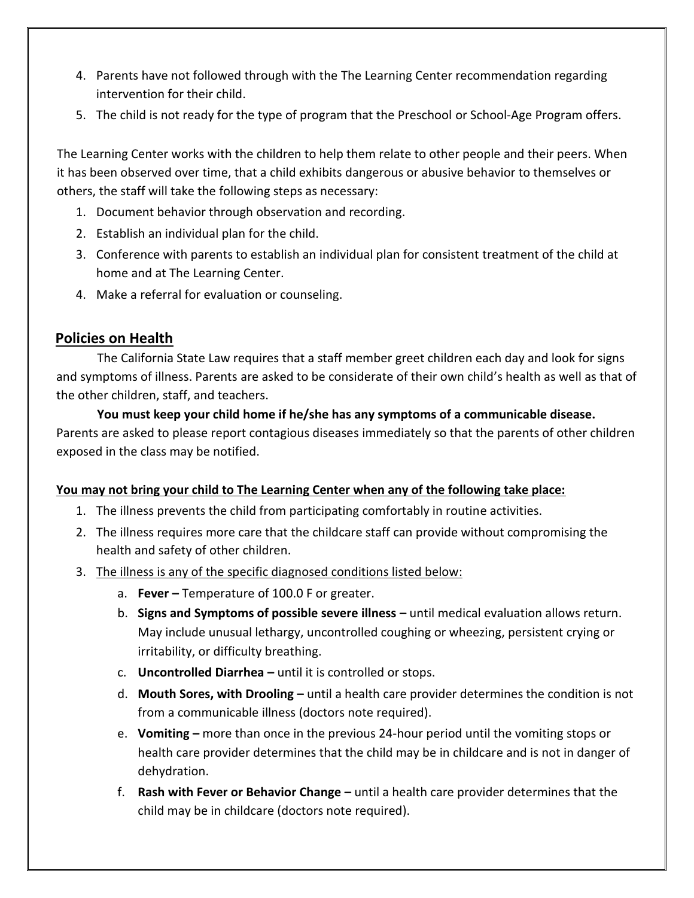4. Parents have not followed through with the The Learning Center recommendation regarding intervention for their child.
5. The child is not ready for the type of program that the Preschool or School-Age Program offers.

The Learning Center works with the children to help them relate to other people and their peers. When it has been observed over time, that a child exhibits dangerous or abusive behavior to themselves or others, the staff will take the following steps as necessary:

1. Document behavior through observation and recording.
2. Establish an individual plan for the child.
3. Conference with parents to establish an individual plan for consistent treatment of the child at home and at The Learning Center.
4. Make a referral for evaluation or counseling.

## Policies on Health

The California State Law requires that a staff member greet children each day and look for signs and symptoms of illness. Parents are asked to be considerate of their own child's health as well as that of the other children, staff, and teachers.

**You must keep your child home if he/she has any symptoms of a communicable disease.** Parents are asked to please report contagious diseases immediately so that the parents of other children exposed in the class may be notified.

**You may not bring your child to The Learning Center when any of the following take place:**

1. The illness prevents the child from participating comfortably in routine activities.
2. The illness requires more care that the childcare staff can provide without compromising the health and safety of other children.
3. The illness is any of the specific diagnosed conditions listed below:
   a. **Fever –** Temperature of 100.0 F or greater.
   b. **Signs and Symptoms of possible severe illness –** until medical evaluation allows return. May include unusual lethargy, uncontrolled coughing or wheezing, persistent crying or irritability, or difficulty breathing.
   c. **Uncontrolled Diarrhea –** until it is controlled or stops.
   d. **Mouth Sores, with Drooling –** until a health care provider determines the condition is not from a communicable illness (doctors note required).
   e. **Vomiting –** more than once in the previous 24-hour period until the vomiting stops or health care provider determines that the child may be in childcare and is not in danger of dehydration.
   f. **Rash with Fever or Behavior Change –** until a health care provider determines that the child may be in childcare (doctors note required).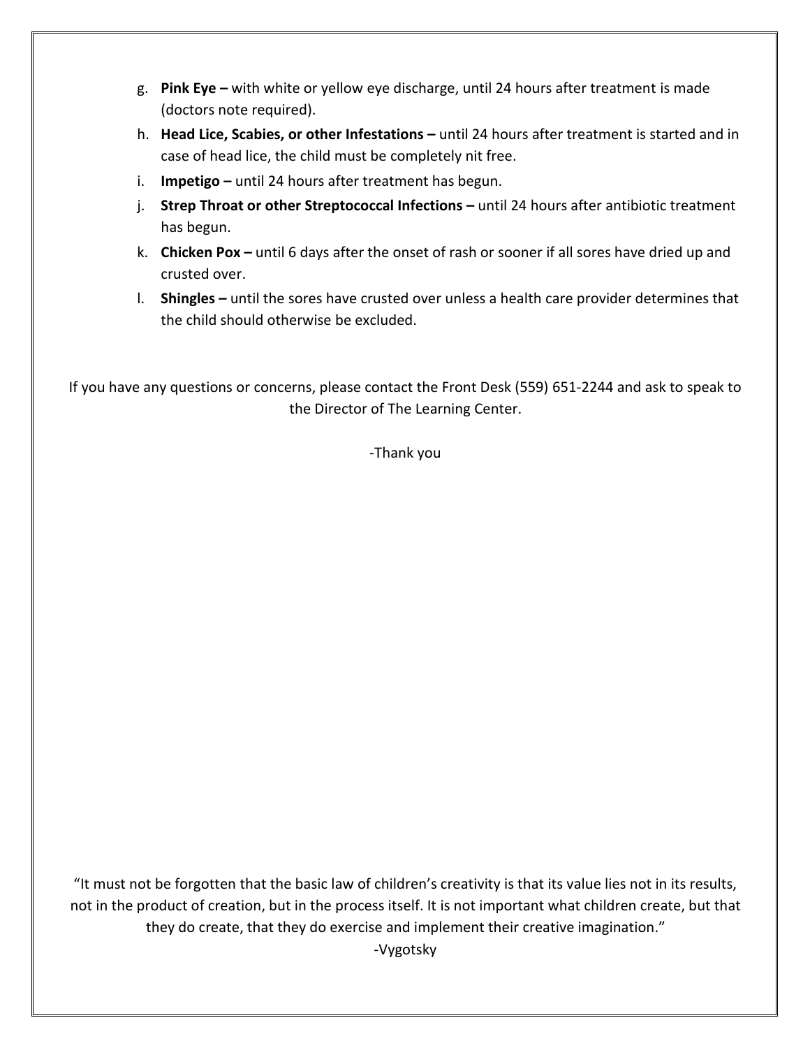g. **Pink Eye –** with white or yellow eye discharge, until 24 hours after treatment is made (doctors note required).
h. **Head Lice, Scabies, or other Infestations –** until 24 hours after treatment is started and in case of head lice, the child must be completely nit free.
i. **Impetigo –** until 24 hours after treatment has begun.
j. **Strep Throat or other Streptococcal Infections –** until 24 hours after antibiotic treatment has begun.
k. **Chicken Pox –** until 6 days after the onset of rash or sooner if all sores have dried up and crusted over.
l. **Shingles –** until the sores have crusted over unless a health care provider determines that the child should otherwise be excluded.

If you have any questions or concerns, please contact the Front Desk (559) 651-2244 and ask to speak to the Director of The Learning Center.

-Thank you

"It must not be forgotten that the basic law of children's creativity is that its value lies not in its results, not in the product of creation, but in the process itself. It is not important what children create, but that they do create, that they do exercise and implement their creative imagination."

-Vygotsky